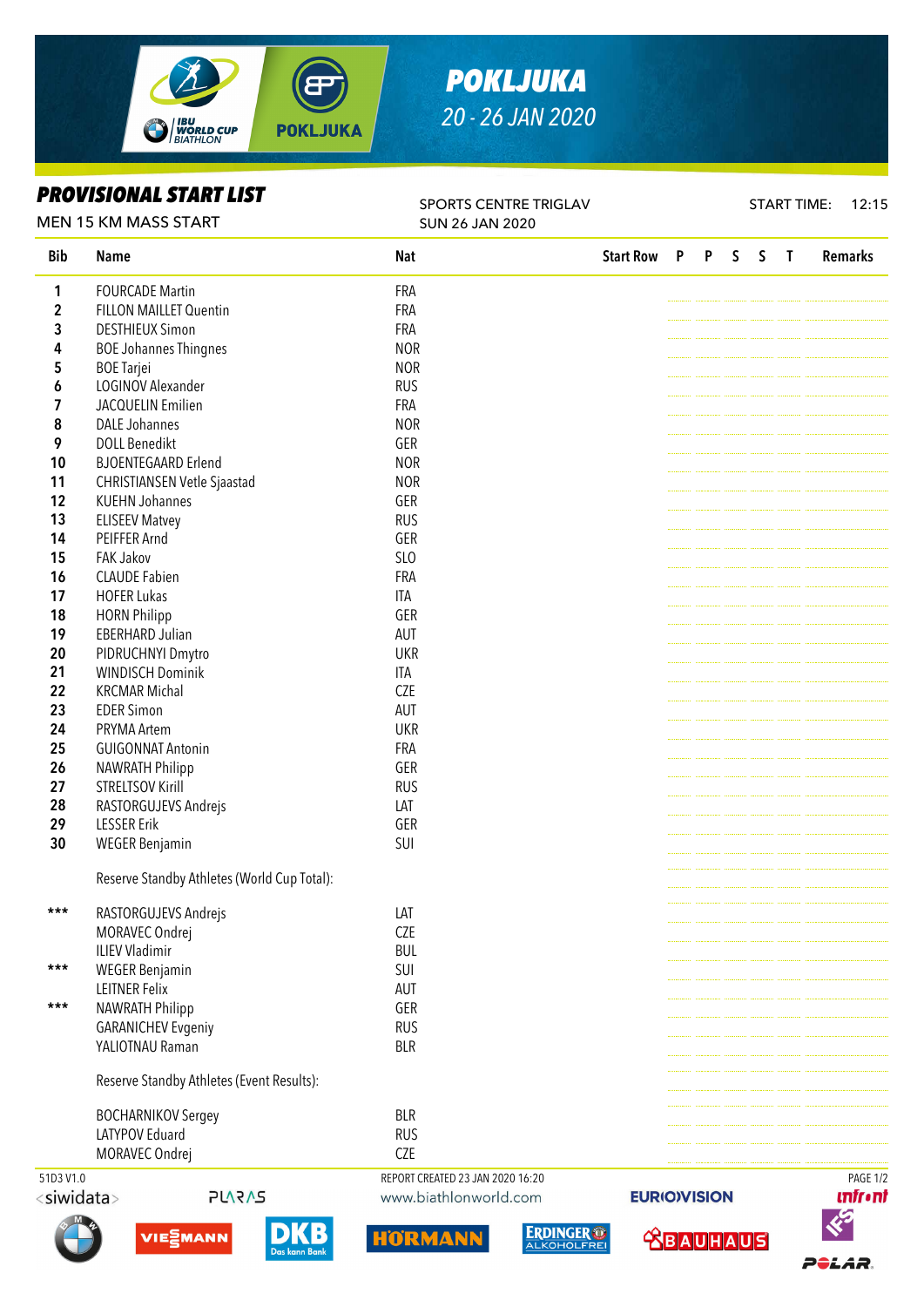# POKLJUKA

20 - 26 JAN 2020

## PROVISIONAL START LIST

MEN 15 KM MASS START

SPORTS CENTRE TRIGLAV
SUN 26 JAN 2020

START TIME: 12:15

| Bib | Name | Nat | Start Row | P | P | S | S | T | Remarks |
|---|---|---|---|---|---|---|---|---|---|
| 1 | FOURCADE Martin | FRA | | | | | | | |
| 2 | FILLON MAILLET Quentin | FRA | | | | | | | |
| 3 | DESTHIEUX Simon | FRA | | | | | | | |
| 4 | BOE Johannes Thingnes | NOR | | | | | | | |
| 5 | BOE Tarjei | NOR | | | | | | | |
| 6 | LOGINOV Alexander | RUS | | | | | | | |
| 7 | JACQUELIN Emilien | FRA | | | | | | | |
| 8 | DALE Johannes | NOR | | | | | | | |
| 9 | DOLL Benedikt | GER | | | | | | | |
| 10 | BJOENTEGAARD Erlend | NOR | | | | | | | |
| 11 | CHRISTIANSEN Vetle Sjaastad | NOR | | | | | | | |
| 12 | KUEHN Johannes | GER | | | | | | | |
| 13 | ELISEEV Matvey | RUS | | | | | | | |
| 14 | PEIFFER Arnd | GER | | | | | | | |
| 15 | FAK Jakov | SLO | | | | | | | |
| 16 | CLAUDE Fabien | FRA | | | | | | | |
| 17 | HOFER Lukas | ITA | | | | | | | |
| 18 | HORN Philipp | GER | | | | | | | |
| 19 | EBERHARD Julian | AUT | | | | | | | |
| 20 | PIDRUCHNYI Dmytro | UKR | | | | | | | |
| 21 | WINDISCH Dominik | ITA | | | | | | | |
| 22 | KRCMAR Michal | CZE | | | | | | | |
| 23 | EDER Simon | AUT | | | | | | | |
| 24 | PRYMA Artem | UKR | | | | | | | |
| 25 | GUIGONNAT Antonin | FRA | | | | | | | |
| 26 | NAWRATH Philipp | GER | | | | | | | |
| 27 | STRELTSOV Kirill | RUS | | | | | | | |
| 28 | RASTORGUJEVS Andrejs | LAT | | | | | | | |
| 29 | LESSER Erik | GER | | | | | | | |
| 30 | WEGER Benjamin | SUI | | | | | | | |
| | Reserve Standby Athletes (World Cup Total): | | | | | | | | |
| *** | RASTORGUJEVS Andrejs | LAT | | | | | | | |
| | MORAVEC Ondrej | CZE | | | | | | | |
| | ILIEV Vladimir | BUL | | | | | | | |
| *** | WEGER Benjamin | SUI | | | | | | | |
| | LEITNER Felix | AUT | | | | | | | |
| *** | NAWRATH Philipp | GER | | | | | | | |
| | GARANICHEV Evgeniy | RUS | | | | | | | |
| | YALIOTNAU Raman | BLR | | | | | | | |
| | Reserve Standby Athletes (Event Results): | | | | | | | | |
| | BOCHARNIKOV Sergey | BLR | | | | | | | |
| | LATYPOV Eduard | RUS | | | | | | | |
| | MORAVEC Ondrej | CZE | | | | | | | |

51D3 V1.0

REPORT CREATED 23 JAN 2020 16:20

www.biathlonworld.com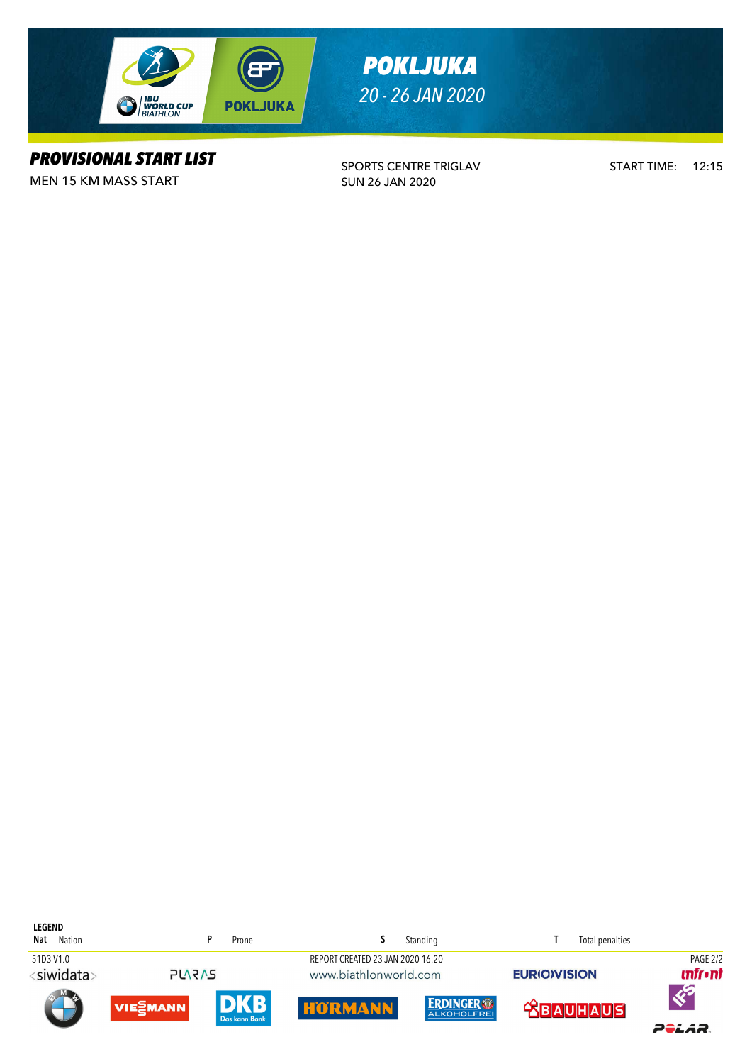# POKLJUKA

*20 - 26 JAN 2020*

## PROVISIONAL START LIST

MEN 15 KM MASS START

SPORTS CENTRE TRIGLAV
SUN 26 JAN 2020

START TIME: 12:15

**LEGEND**

**Nat** Nation | **P** Prone | **S** Standing | **T** Total penalties

51D3 V1.0

REPORT CREATED 23 JAN 2020 16:20

www.biathlonworld.com